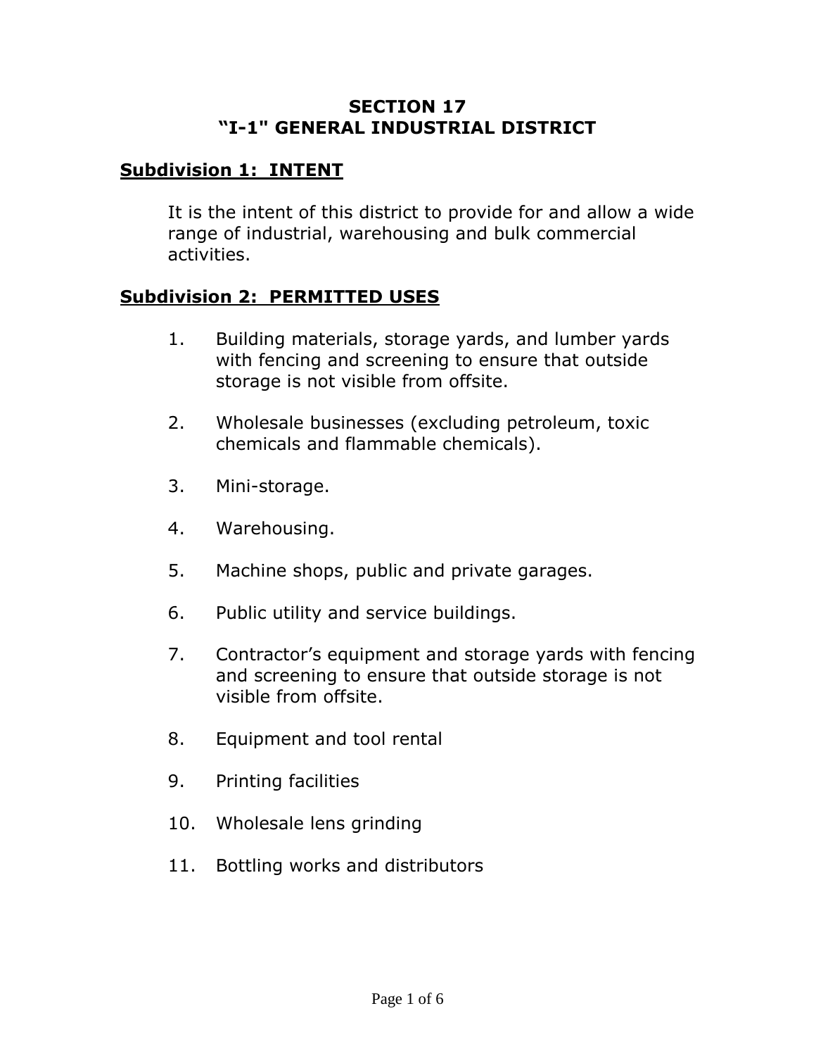# SECTION 17
# "I-1" GENERAL INDUSTRIAL DISTRICT

## Subdivision 1: INTENT

It is the intent of this district to provide for and allow a wide range of industrial, warehousing and bulk commercial activities.

## Subdivision 2: PERMITTED USES

1. Building materials, storage yards, and lumber yards with fencing and screening to ensure that outside storage is not visible from offsite.

2. Wholesale businesses (excluding petroleum, toxic chemicals and flammable chemicals).

3. Mini-storage.

4. Warehousing.

5. Machine shops, public and private garages.

6. Public utility and service buildings.

7. Contractor's equipment and storage yards with fencing and screening to ensure that outside storage is not visible from offsite.

8. Equipment and tool rental

9. Printing facilities

10. Wholesale lens grinding

11. Bottling works and distributors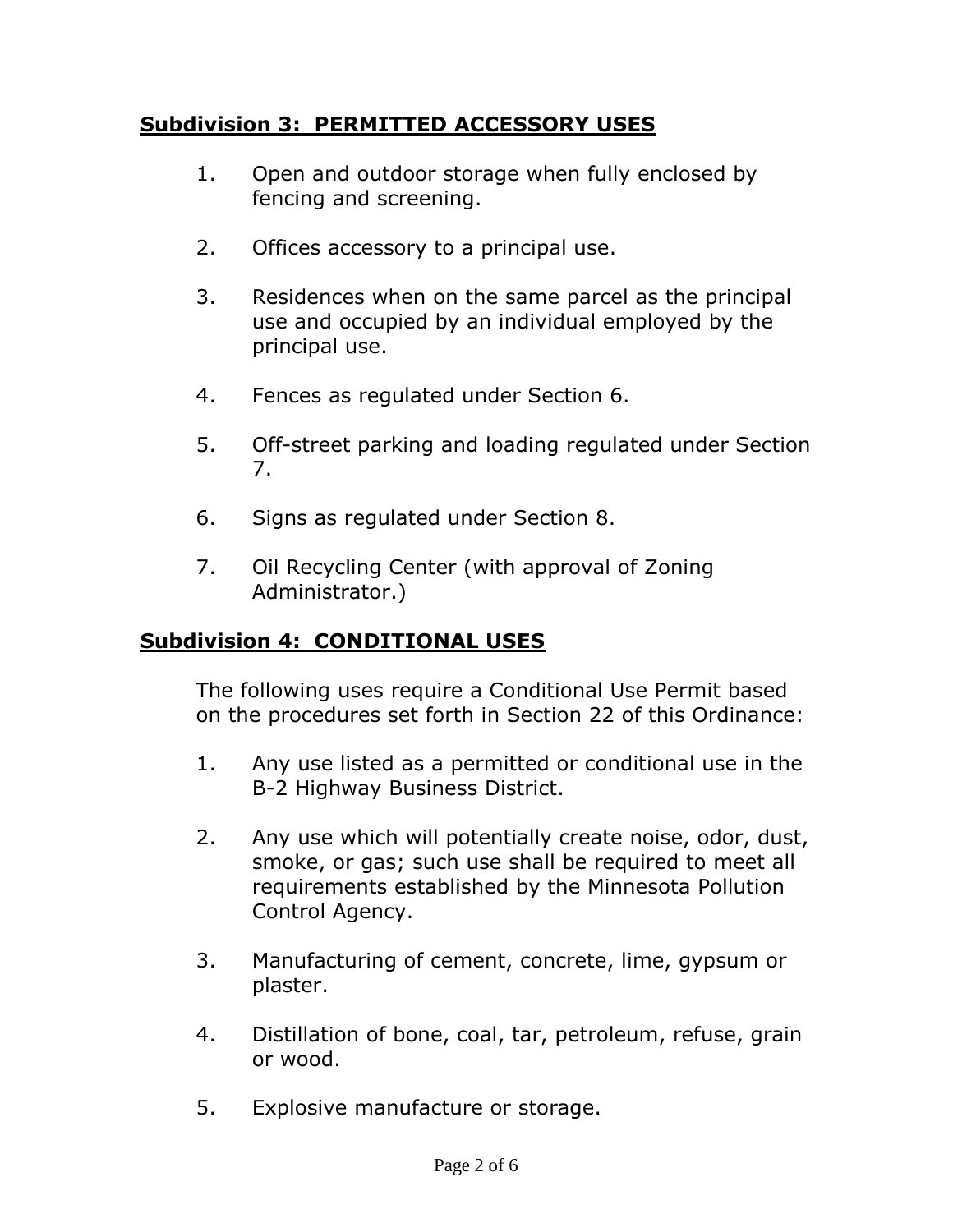## **Subdivision 3: PERMITTED ACCESSORY USES**

1. Open and outdoor storage when fully enclosed by fencing and screening.

2. Offices accessory to a principal use.

3. Residences when on the same parcel as the principal use and occupied by an individual employed by the principal use.

4. Fences as regulated under Section 6.

5. Off-street parking and loading regulated under Section 7.

6. Signs as regulated under Section 8.

7. Oil Recycling Center (with approval of Zoning Administrator.)

## **Subdivision 4: CONDITIONAL USES**

The following uses require a Conditional Use Permit based on the procedures set forth in Section 22 of this Ordinance:

1. Any use listed as a permitted or conditional use in the B-2 Highway Business District.

2. Any use which will potentially create noise, odor, dust, smoke, or gas; such use shall be required to meet all requirements established by the Minnesota Pollution Control Agency.

3. Manufacturing of cement, concrete, lime, gypsum or plaster.

4. Distillation of bone, coal, tar, petroleum, refuse, grain or wood.

5. Explosive manufacture or storage.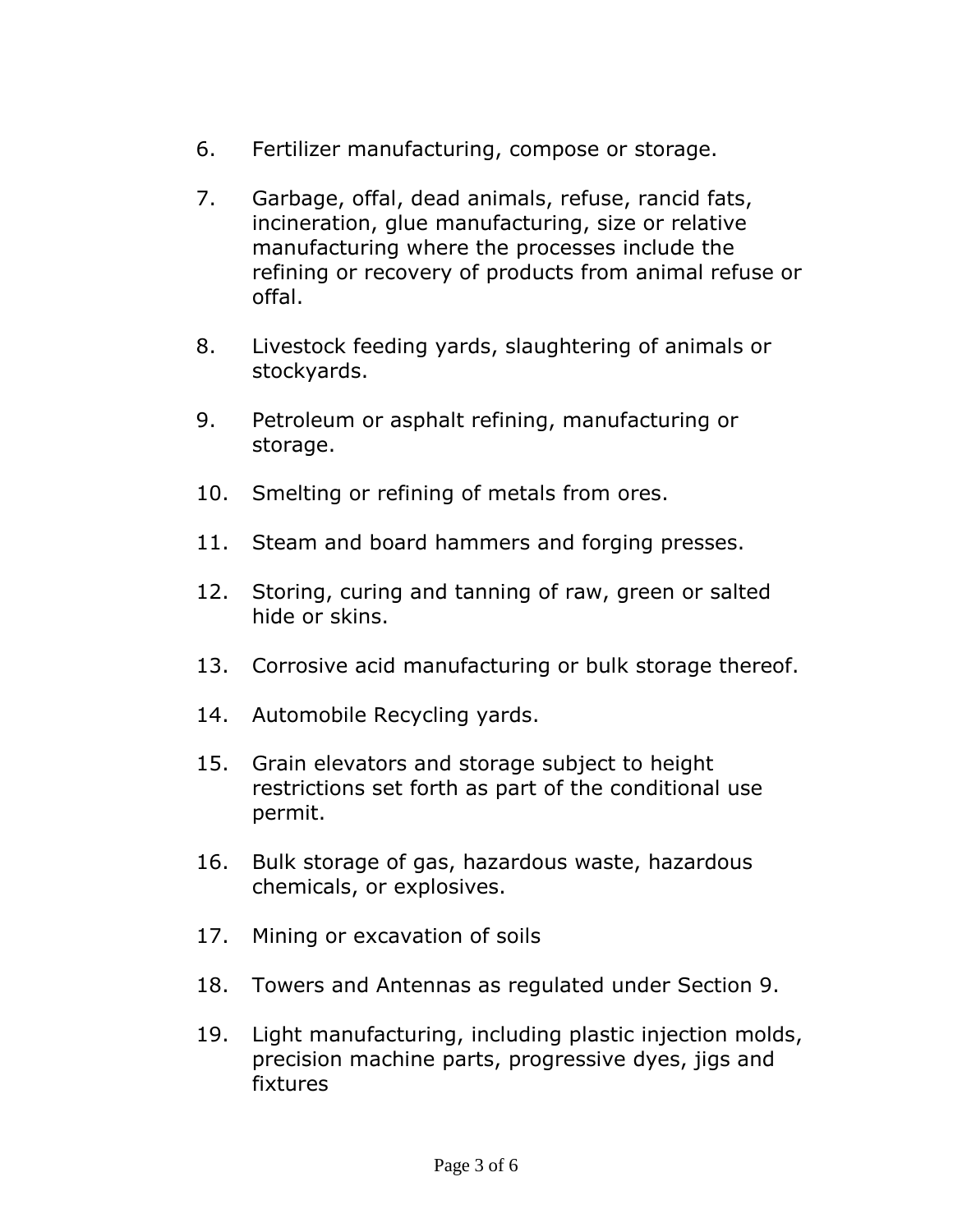6. Fertilizer manufacturing, compose or storage.

7. Garbage, offal, dead animals, refuse, rancid fats, incineration, glue manufacturing, size or relative manufacturing where the processes include the refining or recovery of products from animal refuse or offal.

8. Livestock feeding yards, slaughtering of animals or stockyards.

9. Petroleum or asphalt refining, manufacturing or storage.

10. Smelting or refining of metals from ores.

11. Steam and board hammers and forging presses.

12. Storing, curing and tanning of raw, green or salted hide or skins.

13. Corrosive acid manufacturing or bulk storage thereof.

14. Automobile Recycling yards.

15. Grain elevators and storage subject to height restrictions set forth as part of the conditional use permit.

16. Bulk storage of gas, hazardous waste, hazardous chemicals, or explosives.

17. Mining or excavation of soils

18. Towers and Antennas as regulated under Section 9.

19. Light manufacturing, including plastic injection molds, precision machine parts, progressive dyes, jigs and fixtures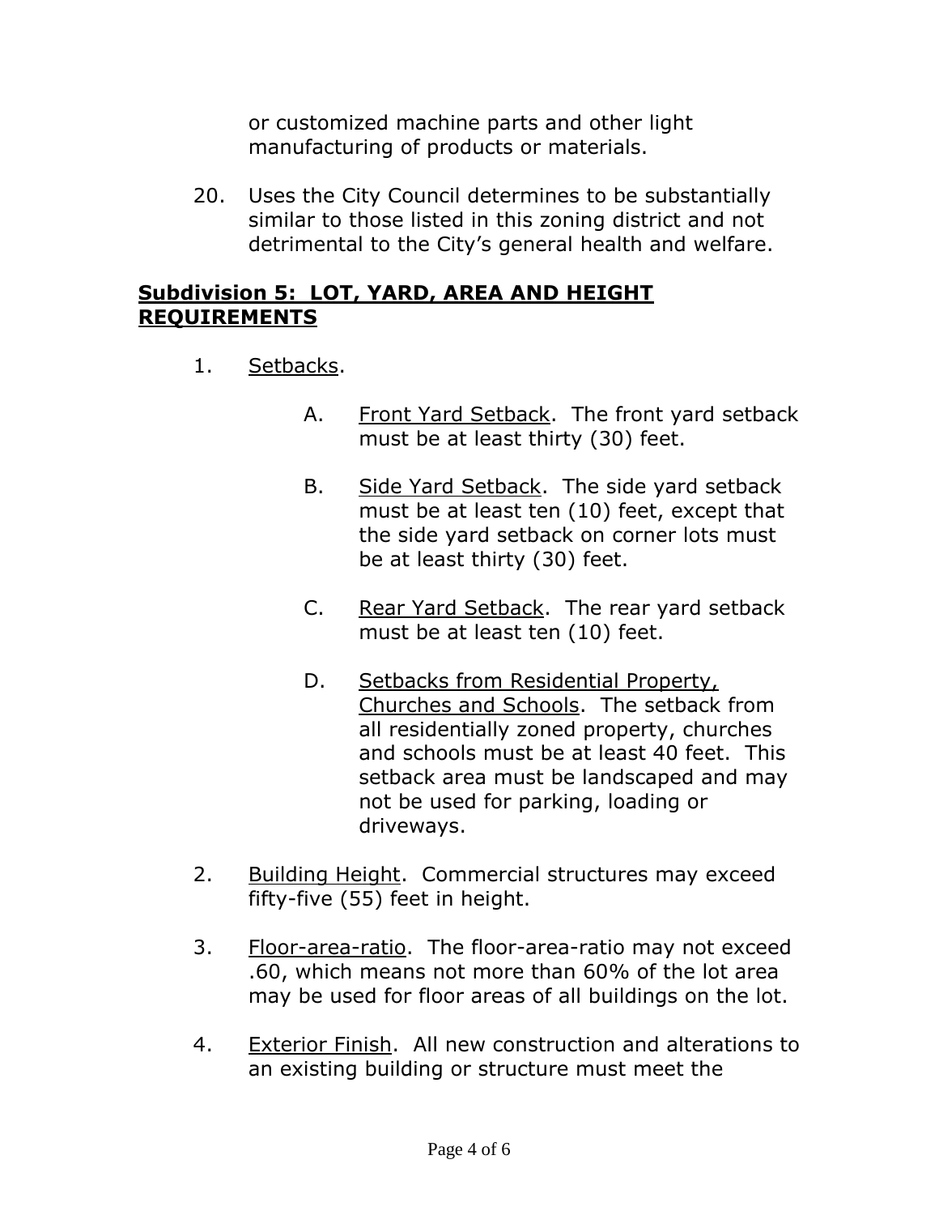or customized machine parts and other light manufacturing of products or materials.

20. Uses the City Council determines to be substantially similar to those listed in this zoning district and not detrimental to the City's general health and welfare.

## **Subdivision 5: LOT, YARD, AREA AND HEIGHT REQUIREMENTS**

1. Setbacks.

   A. Front Yard Setback. The front yard setback must be at least thirty (30) feet.

   B. Side Yard Setback. The side yard setback must be at least ten (10) feet, except that the side yard setback on corner lots must be at least thirty (30) feet.

   C. Rear Yard Setback. The rear yard setback must be at least ten (10) feet.

   D. Setbacks from Residential Property, Churches and Schools. The setback from all residentially zoned property, churches and schools must be at least 40 feet. This setback area must be landscaped and may not be used for parking, loading or driveways.

2. Building Height. Commercial structures may exceed fifty-five (55) feet in height.

3. Floor-area-ratio. The floor-area-ratio may not exceed .60, which means not more than 60% of the lot area may be used for floor areas of all buildings on the lot.

4. Exterior Finish. All new construction and alterations to an existing building or structure must meet the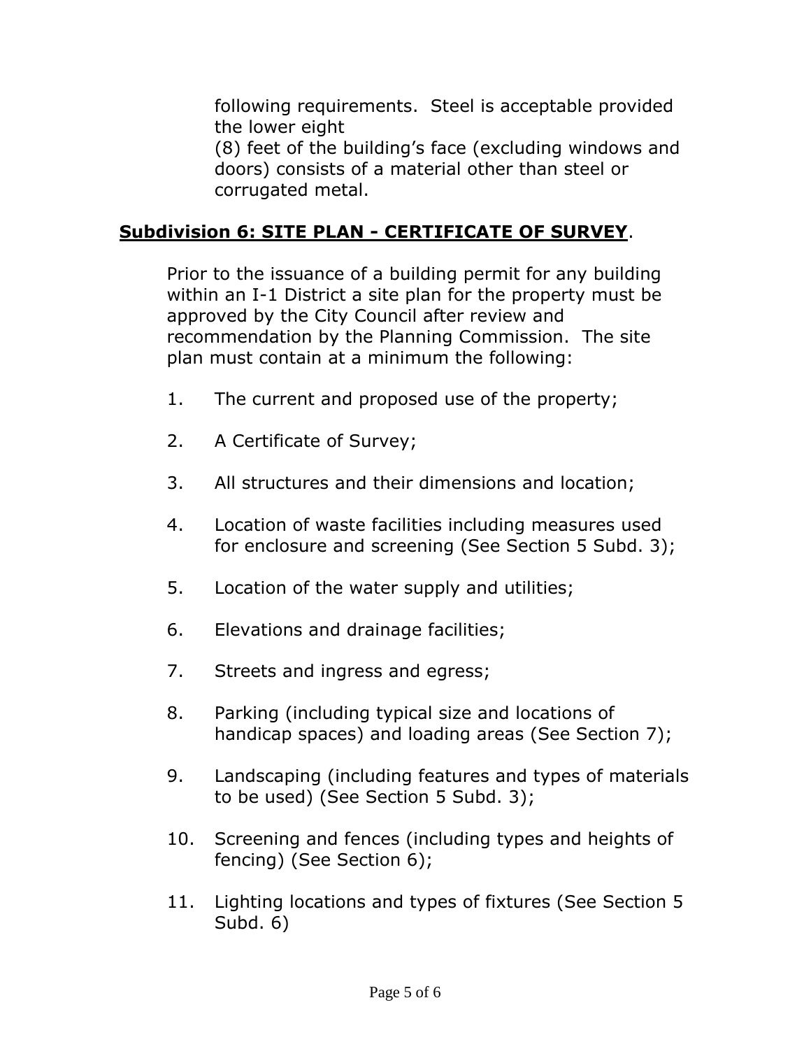following requirements. Steel is acceptable provided the lower eight
(8) feet of the building's face (excluding windows and doors) consists of a material other than steel or corrugated metal.

**Subdivision 6: SITE PLAN - CERTIFICATE OF SURVEY**.

Prior to the issuance of a building permit for any building within an I-1 District a site plan for the property must be approved by the City Council after review and recommendation by the Planning Commission. The site plan must contain at a minimum the following:

1. The current and proposed use of the property;

2. A Certificate of Survey;

3. All structures and their dimensions and location;

4. Location of waste facilities including measures used for enclosure and screening (See Section 5 Subd. 3);

5. Location of the water supply and utilities;

6. Elevations and drainage facilities;

7. Streets and ingress and egress;

8. Parking (including typical size and locations of handicap spaces) and loading areas (See Section 7);

9. Landscaping (including features and types of materials to be used) (See Section 5 Subd. 3);

10. Screening and fences (including types and heights of fencing) (See Section 6);

11. Lighting locations and types of fixtures (See Section 5 Subd. 6)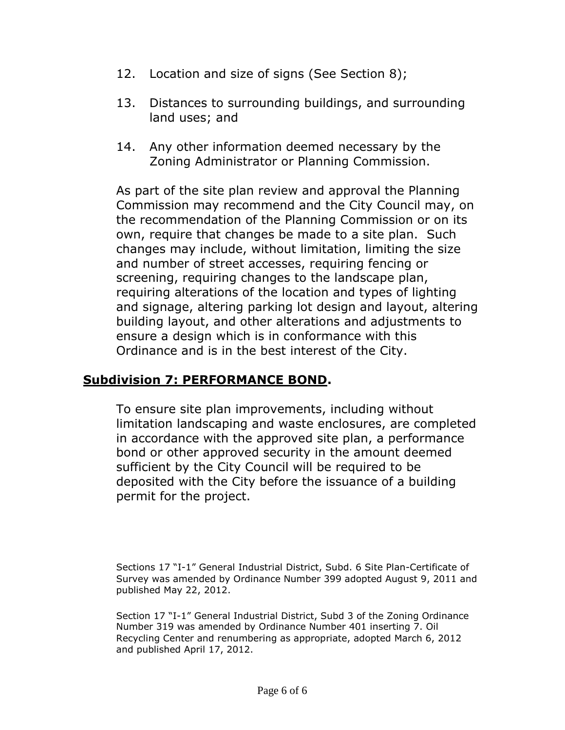12. Location and size of signs (See Section 8);

13. Distances to surrounding buildings, and surrounding land uses; and

14. Any other information deemed necessary by the Zoning Administrator or Planning Commission.

As part of the site plan review and approval the Planning Commission may recommend and the City Council may, on the recommendation of the Planning Commission or on its own, require that changes be made to a site plan. Such changes may include, without limitation, limiting the size and number of street accesses, requiring fencing or screening, requiring changes to the landscape plan, requiring alterations of the location and types of lighting and signage, altering parking lot design and layout, altering building layout, and other alterations and adjustments to ensure a design which is in conformance with this Ordinance and is in the best interest of the City.

## **Subdivision 7: PERFORMANCE BOND.**

To ensure site plan improvements, including without limitation landscaping and waste enclosures, are completed in accordance with the approved site plan, a performance bond or other approved security in the amount deemed sufficient by the City Council will be required to be deposited with the City before the issuance of a building permit for the project.

Sections 17 "I-1" General Industrial District, Subd. 6 Site Plan-Certificate of Survey was amended by Ordinance Number 399 adopted August 9, 2011 and published May 22, 2012.

Section 17 "I-1" General Industrial District, Subd 3 of the Zoning Ordinance Number 319 was amended by Ordinance Number 401 inserting 7. Oil Recycling Center and renumbering as appropriate, adopted March 6, 2012 and published April 17, 2012.